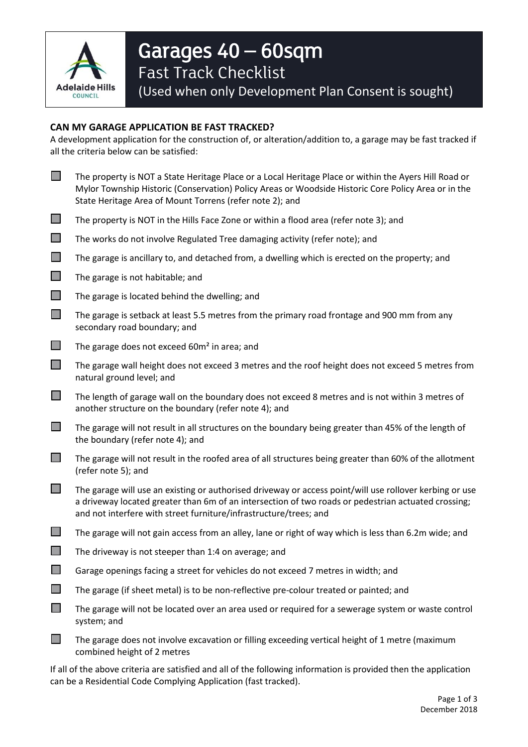# Garages 40 – 60sqm

## Fast Track Checklist

(Used when only Development Plan Consent is sought)

**CAN MY GARAGE APPLICATION BE FAST TRACKED?**

A development application for the construction of, or alteration/addition to, a garage may be fast tracked if all the criteria below can be satisfied:

- ☐ The property is NOT a State Heritage Place or a Local Heritage Place or within the Ayers Hill Road or Mylor Township Historic (Conservation) Policy Areas or Woodside Historic Core Policy Area or in the State Heritage Area of Mount Torrens (refer note 2); and
- ☐ The property is NOT in the Hills Face Zone or within a flood area (refer note 3); and
- ☐ The works do not involve Regulated Tree damaging activity (refer note); and
- ☐ The garage is ancillary to, and detached from, a dwelling which is erected on the property; and
- ☐ The garage is not habitable; and
- ☐ The garage is located behind the dwelling; and
- ☐ The garage is setback at least 5.5 metres from the primary road frontage and 900 mm from any secondary road boundary; and
- ☐ The garage does not exceed 60m² in area; and
- ☐ The garage wall height does not exceed 3 metres and the roof height does not exceed 5 metres from natural ground level; and
- ☐ The length of garage wall on the boundary does not exceed 8 metres and is not within 3 metres of another structure on the boundary (refer note 4); and
- ☐ The garage will not result in all structures on the boundary being greater than 45% of the length of the boundary (refer note 4); and
- ☐ The garage will not result in the roofed area of all structures being greater than 60% of the allotment (refer note 5); and
- ☐ The garage will use an existing or authorised driveway or access point/will use rollover kerbing or use a driveway located greater than 6m of an intersection of two roads or pedestrian actuated crossing; and not interfere with street furniture/infrastructure/trees; and
- ☐ The garage will not gain access from an alley, lane or right of way which is less than 6.2m wide; and
- ☐ The driveway is not steeper than 1:4 on average; and
- ☐ Garage openings facing a street for vehicles do not exceed 7 metres in width; and
- ☐ The garage (if sheet metal) is to be non-reflective pre-colour treated or painted; and
- ☐ The garage will not be located over an area used or required for a sewerage system or waste control system; and
- ☐ The garage does not involve excavation or filling exceeding vertical height of 1 metre (maximum combined height of 2 metres

If all of the above criteria are satisfied and all of the following information is provided then the application can be a Residential Code Complying Application (fast tracked).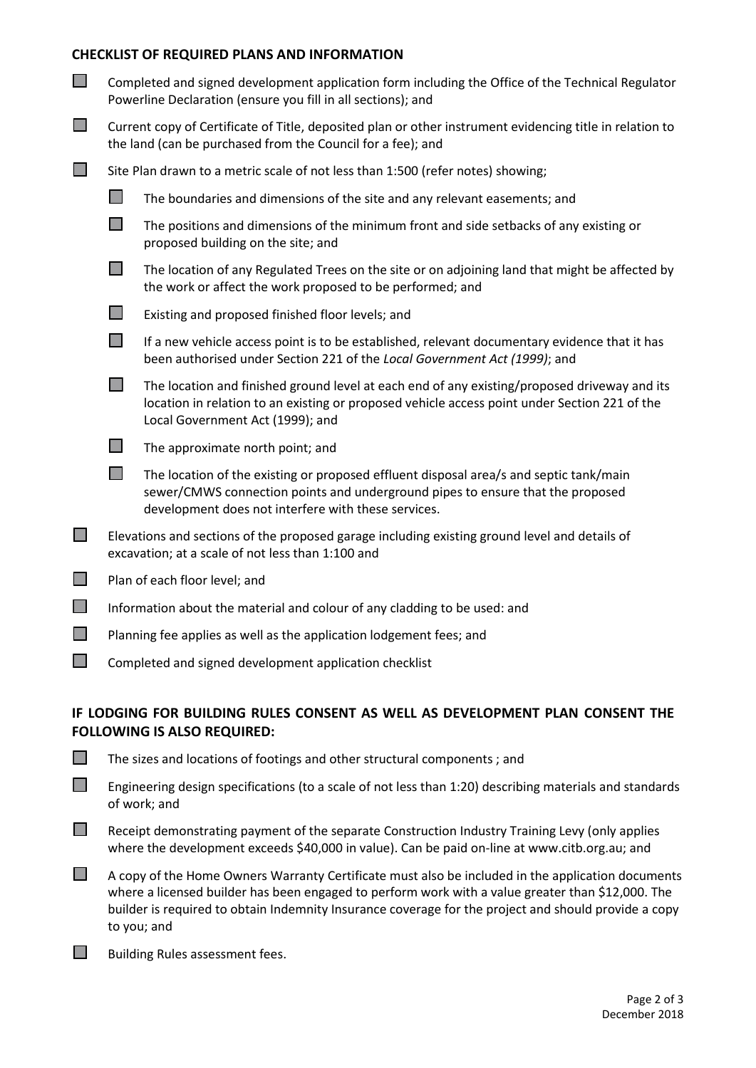## CHECKLIST OF REQUIRED PLANS AND INFORMATION

- [ ] Completed and signed development application form including the Office of the Technical Regulator Powerline Declaration (ensure you fill in all sections); and
- [ ] Current copy of Certificate of Title, deposited plan or other instrument evidencing title in relation to the land (can be purchased from the Council for a fee); and
- [ ] Site Plan drawn to a metric scale of not less than 1:500 (refer notes) showing;
  - [ ] The boundaries and dimensions of the site and any relevant easements; and
  - [ ] The positions and dimensions of the minimum front and side setbacks of any existing or proposed building on the site; and
  - [ ] The location of any Regulated Trees on the site or on adjoining land that might be affected by the work or affect the work proposed to be performed; and
  - [ ] Existing and proposed finished floor levels; and
  - [ ] If a new vehicle access point is to be established, relevant documentary evidence that it has been authorised under Section 221 of the *Local Government Act (1999)*; and
  - [ ] The location and finished ground level at each end of any existing/proposed driveway and its location in relation to an existing or proposed vehicle access point under Section 221 of the Local Government Act (1999); and
  - [ ] The approximate north point; and
  - [ ] The location of the existing or proposed effluent disposal area/s and septic tank/main sewer/CMWS connection points and underground pipes to ensure that the proposed development does not interfere with these services.
- [ ] Elevations and sections of the proposed garage including existing ground level and details of excavation; at a scale of not less than 1:100 and
- [ ] Plan of each floor level; and
- [ ] Information about the material and colour of any cladding to be used: and
- [ ] Planning fee applies as well as the application lodgement fees; and
- [ ] Completed and signed development application checklist

## IF LODGING FOR BUILDING RULES CONSENT AS WELL AS DEVELOPMENT PLAN CONSENT THE FOLLOWING IS ALSO REQUIRED:

- [ ] The sizes and locations of footings and other structural components ; and
- [ ] Engineering design specifications (to a scale of not less than 1:20) describing materials and standards of work; and
- [ ] Receipt demonstrating payment of the separate Construction Industry Training Levy (only applies where the development exceeds $40,000 in value). Can be paid on-line at www.citb.org.au; and
- [ ] A copy of the Home Owners Warranty Certificate must also be included in the application documents where a licensed builder has been engaged to perform work with a value greater than $12,000. The builder is required to obtain Indemnity Insurance coverage for the project and should provide a copy to you; and
- [ ] Building Rules assessment fees.

December 2018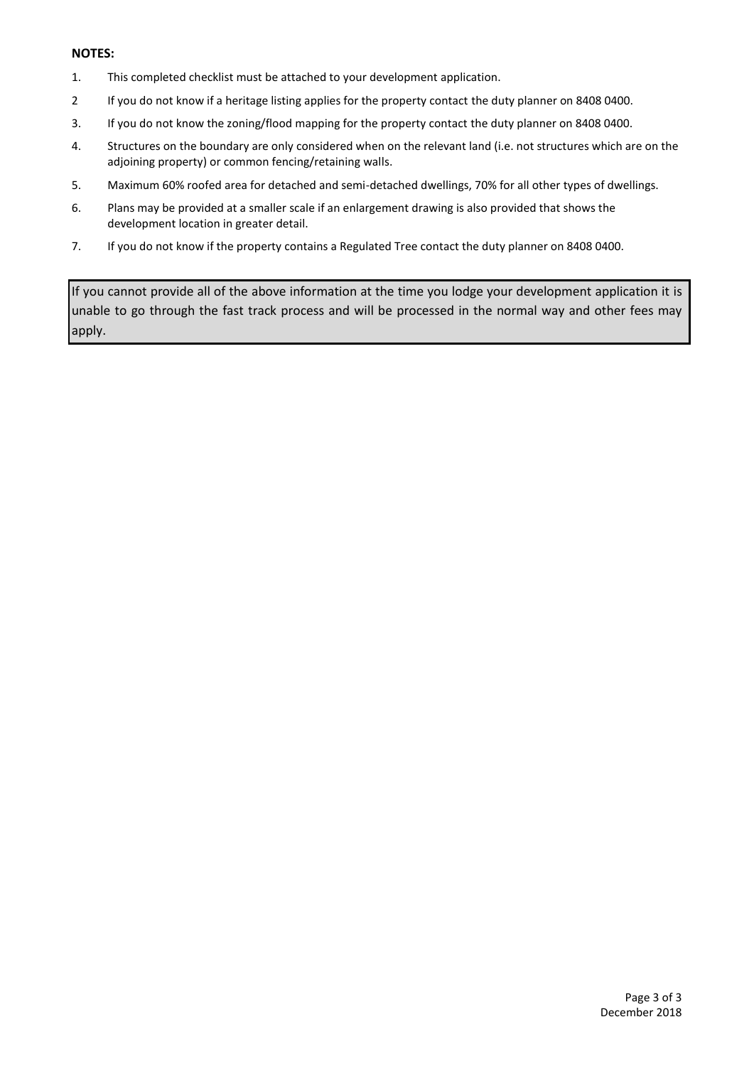**NOTES:**

1. This completed checklist must be attached to your development application.
2. If you do not know if a heritage listing applies for the property contact the duty planner on 8408 0400.
3. If you do not know the zoning/flood mapping for the property contact the duty planner on 8408 0400.
4. Structures on the boundary are only considered when on the relevant land (i.e. not structures which are on the adjoining property) or common fencing/retaining walls.
5. Maximum 60% roofed area for detached and semi-detached dwellings, 70% for all other types of dwellings.
6. Plans may be provided at a smaller scale if an enlargement drawing is also provided that shows the development location in greater detail.
7. If you do not know if the property contains a Regulated Tree contact the duty planner on 8408 0400.

If you cannot provide all of the above information at the time you lodge your development application it is unable to go through the fast track process and will be processed in the normal way and other fees may apply.

December 2018